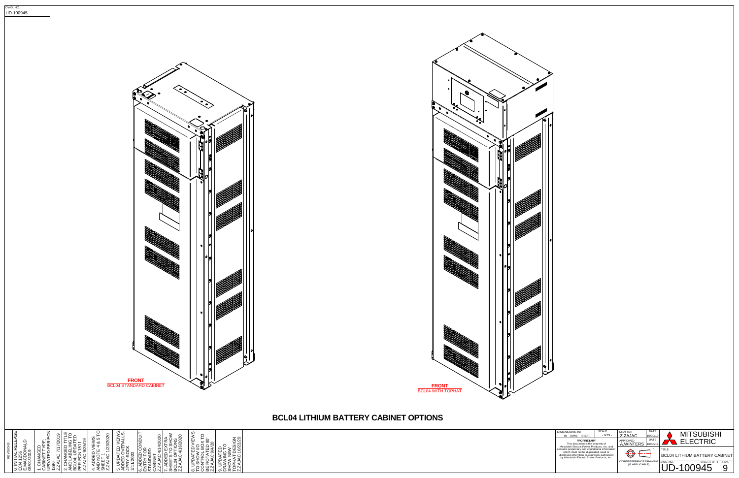DWG. NO.
UD-100945

**FRONT**
BCL04 STANDARD CABINET

**FRONT**
BCL04 WITH TOPHAT

## BCL04 LITHIUM BATTERY CABINET OPTIONS

REVISIONS

0. INITIAL RELEASE ECN 1256 E.MACDONALD 05/01/2019
1. CHANGED CABINET TYPE; UPDATED PER ECN 1396 Z.ZAJAC 7/17/2019
2. CHANGED TITLE AND LABELING TO BCL04; UPDATED PER ECN 1511 Z.ZAJAC 9/25/19
4. ADDED VIEWS AND NOTE 4 & 5 TO SHEET 1 Z.ZAJAC 1/23/2020
5. UPDATED VIEWS; ADDED OVERALLS. J.PRY-SOCK 2/11/2020
6. ADDED CONDUIT ENTRY FOR STANDARD CABINET Z.ZAJAC 4/14/2020
7. ADDED EXTRA SHEETS TO SHOW BCL04 OPTIONS Z.ZAJAC 4/16/2020
8. UPDATED VIEWS TO SHOW IO CONTROL BOX TO BE ROTATED 90° Z.ZAJAC 9/4/20
9. UPDATED DRAWING TO SHOW NEW TOPHAT DESIGN Z.ZAJAC 10/22/20

| DIMENSIONS IN: IN [MM] (REF) | SCALE - NTS - | DRAFTER Z.ZAJAC | DATE 10/30/19 |
|---|---|---|---|
| | | APPROVED A.WINTERS | DATE 10/30/19 |

**PROPRIETARY**
This document is the property of Mitsubishi Electric Power Products, Inc. and contains proprietary and confidential information which must not be duplicated, used or disclosed other than as expressly authorized by Mitsubishi Electric Power Products, Inc.

CORE/REFERENCE DRAWING (IF APPLICABLE)

MITSUBISHI ELECTRIC

TITLE
BCL04 LITHIUM BATTERY CABINET

DWG. NO. UD-100945 | SHEET 1 OF 4 | REV. 9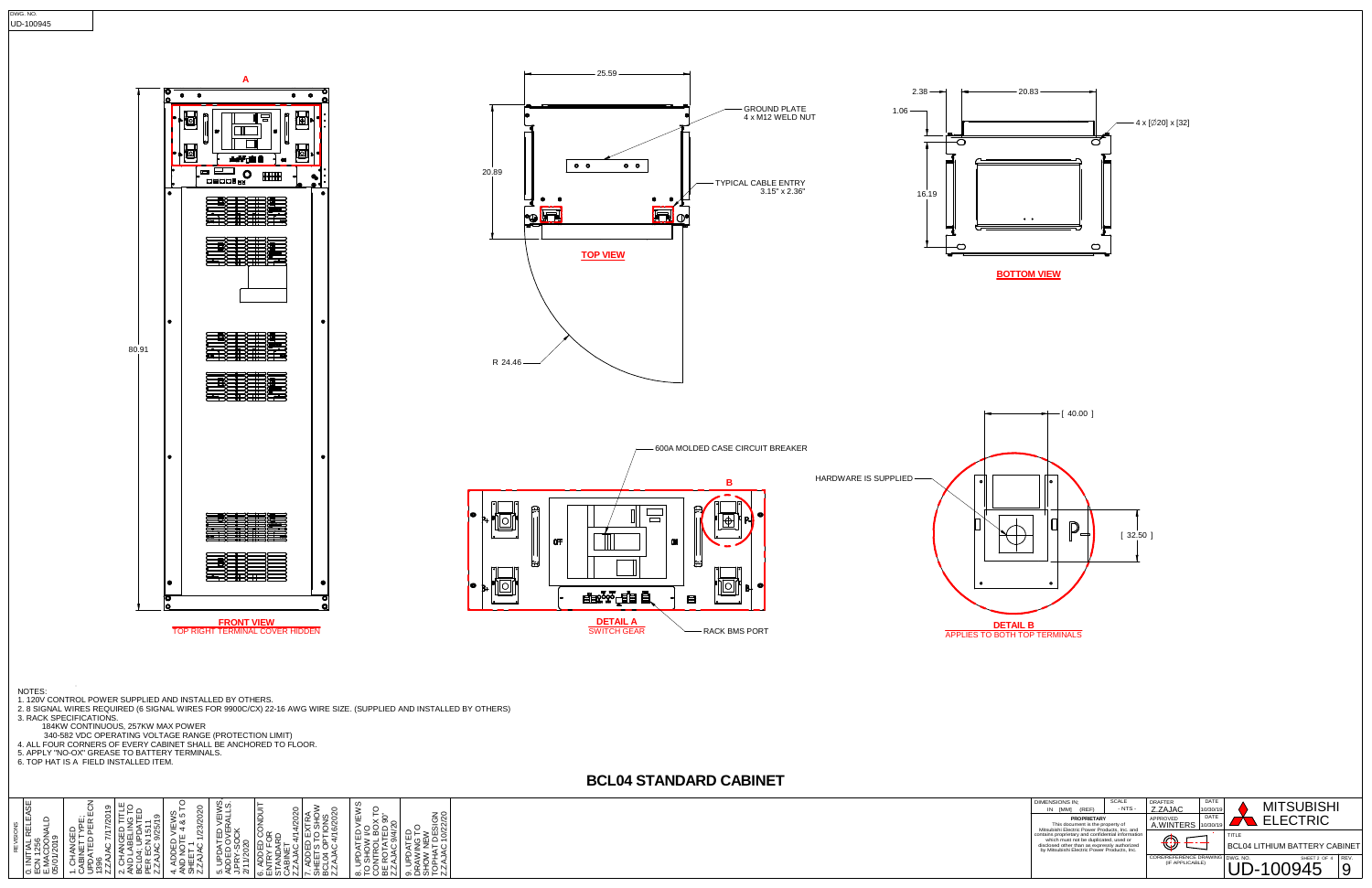DWG. NO.
UD-100945

# BCL04 STANDARD CABINET

**FRONT VIEW**
TOP RIGHT TERMINAL COVER HIDDEN

A

80.91

**TOP VIEW**

25.59

20.89

R 24.46

GROUND PLATE
4 x M12 WELD NUT

TYPICAL CABLE ENTRY
3.15" x 2.36"

**BOTTOM VIEW**

2.38

20.83

1.06

16.19

4 x [∅20] x [32]

**DETAIL A**
SWITCH GEAR

600A MOLDED CASE CIRCUIT BREAKER

RACK BMS PORT

B

**DETAIL B**
APPLIES TO BOTH TOP TERMINALS

HARDWARE IS SUPPLIED

[ 40.00 ]

[ 32.50 ]

NOTES:

1. 120V CONTROL POWER SUPPLIED AND INSTALLED BY OTHERS.
2. 8 SIGNAL WIRES REQUIRED (6 SIGNAL WIRES FOR 9900C/CX) 22-16 AWG WIRE SIZE. (SUPPLIED AND INSTALLED BY OTHERS)
3. RACK SPECIFICATIONS.
   184KW CONTINUOUS, 257KW MAX POWER
   340-582 VDC OPERATING VOLTAGE RANGE (PROTECTION LIMIT)
4. ALL FOUR CORNERS OF EVERY CABINET SHALL BE ANCHORED TO FLOOR.
5. APPLY "NO-OX" GREASE TO BATTERY TERMINALS.
6. TOP HAT IS A FIELD INSTALLED ITEM.

REVISIONS

0. INITIAL RELEASE ECN 1296 E.MACDONALD 05/01/2019
1. CHANGED CABINET TYPE; UPDATED PER ECN 1396 Z.ZAJAC 7/17/2019
2. CHANGED TITLE AND LABELING TO BCL04; UPDATED PER ECN 1511 Z.ZAJAC 9/25/19
4. ADDED VIEWS AND NOTE 4 & 5 TO SHEET 1 Z.ZAJAC 1/23/2020
5. UPDATED VIEWS; ADDED OVERALLS. J.PRY-SOCK 2/11/2020
6. ADDED CONDUIT ENTRY FOR STANDARD CABINET Z.ZAJAC 4/14/2020
7. ADDED EXTRA SHEETS TO SHOW BCL04 OPTIONS Z.ZAJAC 4/16/2020
8. UPDATED VIEWS TO SHOW I/O CONTROL BOX TO BE ROTATED 90° Z.ZAJAC 9/4/20
9. UPDATED DRAWING TO SHOW NEW TOPHAT DESIGN Z.ZAJAC 10/22/20

| DIMENSIONS IN; IN [MM] (REF) | SCALE - NTS - | DRAFTER Z.ZAJAC | DATE 10/30/19 | MITSUBISHI ELECTRIC |
|---|---|---|---|---|
| **PROPRIETARY** This document is the property of Mitsubishi Electric Power Products, Inc. and contains proprietary and confidential information which must not be duplicated, used or disclosed other than as expressly authorized by Mitsubishi Electric Power Products, Inc. | | APPROVED A.WINTERS | DATE 10/30/19 | TITLE BCL04 LITHIUM BATTERY CABINET |
| | | CORE/REFERENCE DRAWING (IF APPLICABLE) | | DWG. NO. UD-100945 SHEET 2 OF 4 REV. 9 |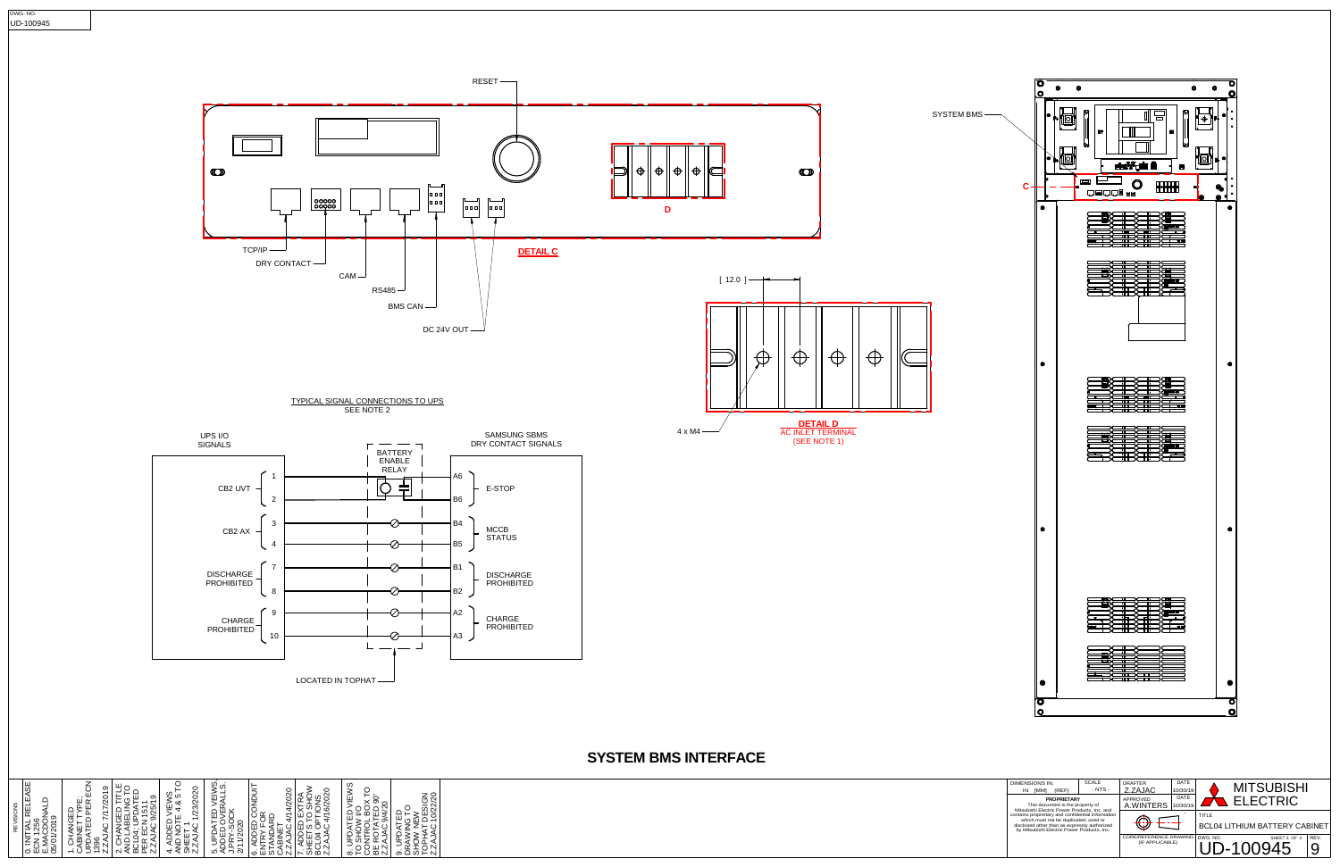DWG. NO.
UD-100945

# SYSTEM BMS INTERFACE

RESET

TCP/IP

DRY CONTACT

CAM

RS485

BMS CAN

DC 24V OUT

D

**DETAIL C**

SYSTEM BMS

C

[ 12.0 ]

4 x M4

**DETAIL D**
AC INLET TERMINAL
(SEE NOTE 1)

TYPICAL SIGNAL CONNECTIONS TO UPS
SEE NOTE 2

| UPS I/O SIGNALS | Terminal | | SAMSUNG SBMS DRY CONTACT SIGNALS | Terminal |
|---|---|---|---|---|
| CB2 UVT | 1 | BATTERY ENABLE RELAY | E-STOP | A6 |
| | 2 | | | B6 |
| CB2 AX | 3 | | MCCB STATUS | B4 |
| | 4 | | | B5 |
| DISCHARGE PROHIBITED | 7 | | DISCHARGE PROHIBITED | B1 |
| | 8 | | | B2 |
| CHARGE PROHIBITED | 9 | | CHARGE PROHIBITED | A2 |
| | 10 | | | A3 |

LOCATED IN TOPHAT

REVISIONS

0. INITIAL RELEASE ECN 1256 E.MACDONALD 05/01/2019
1. CHANGED CABINET TYPE; UPDATED PER ECN 1296 Z.ZAJAC 7/17/2019
2. CHANGED TITLE AND LABELING TO BCL04; UPDATED PER ECN 1511 Z.ZAJAC 9/25/19
3. ADDED VIEWS AND NOTE 4 & 5 TO SHEET 1 Z.ZAJAC 1/23/2020
4. UPDATED VIEWS; ADDED OVERALLS. J.PRY-SOCK 2/11/2020
5. ADDED CONDUIT ENTRY FOR STANDARD CABINET Z.ZAJAC 4/14/2020
6. ADDED EXTRA SHEETS TO SHOW BCL04 OPTIONS Z.ZAJAC 4/16/2020
7. UPDATED VIEWS TO SHOW I/O CONTROL BOX TO BE ROTATED 90° Z.ZAJAC 9/4/20
8. UPDATED DRAWING TO SHOW NEW TOPHAT DESIGN Z.ZAJAC 10/22/20

DIMENSIONS IN: IN [MM] (REF) | SCALE: - NTS -

DRAFTER: Z.ZAJAC | DATE: 10/30/19
APPROVED: A.WINTERS | DATE: 10/30/19

**PROPRIETARY**
This document is the property of Mitsubishi Electric Power Products, Inc. and contains proprietary and confidential information which must not be duplicated, used or disclosed other than as expressly authorized by Mitsubishi Electric Power Products, Inc.

CORE/REFERENCE DRAWING (IF APPLICABLE)

MITSUBISHI ELECTRIC

TITLE: BCL04 LITHIUM BATTERY CABINET

DWG. NO.: UD-100945 | SHEET 3 OF 4 | REV.: 9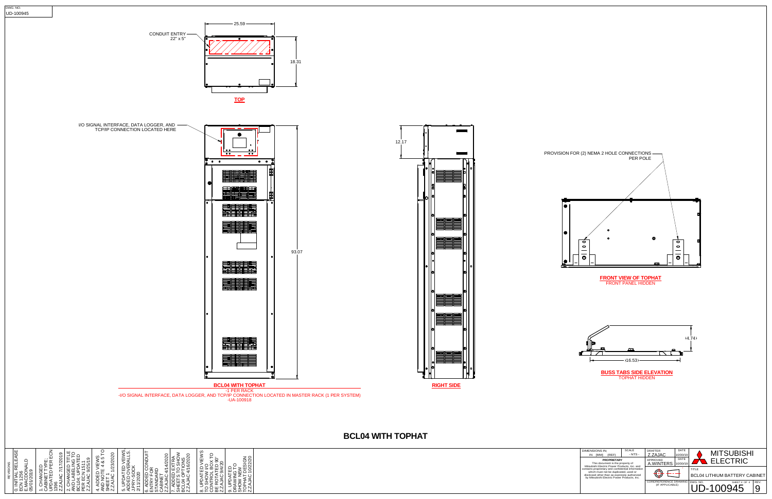DWG. NO.
UD-100945

CONDUIT ENTRY
22" x 5"

25.59

18.31

**TOP**

I/O SIGNAL INTERFACE, DATA LOGGER, AND TCP/IP CONNECTION LOCATED HERE

93.07

**BCL04 WITH TOPHAT**

-1 PER RACK
-I/O SIGNAL INTERFACE, DATA LOGGER, AND TCP/IP CONNECTION LOCATED IN MASTER RACK (1 PER SYSTEM)
-UA-100918

12.17

**RIGHT SIDE**

PROVISION FOR (2) NEMA 2 HOLE CONNECTIONS PER POLE

**FRONT VIEW OF TOPHAT**
FRONT PANEL HIDDEN

(4.74)

(16.53)

**BUSS TABS SIDE ELEVATION**
TOPHAT HIDDEN

## BCL04 WITH TOPHAT

REVISIONS

0. INITIAL RELEASE ECN 1256 E.MACDONALD 05/01/2019
1. CHANGED CABINET TYPE; UPDATED PER ECN 1396 Z.ZAJAC 7/17/2019
2. CHANGED TITLE AND LABELING TO BCL04; UPDATED PER ECN 1511 Z.ZAJAC 9/25/19
4. ADDED VIEWS AND NOTE 4 & 5 TO SHEET 1 Z.ZAJAC 1/23/2020
5. UPDATED VIEWS; ADDED OVERALLS. J.PRY-SOCK 2/11/2020
6. ADDED CONDUIT ENTRY FOR STANDARD CABINET Z.ZAJAC 4/14/2020
7. ADDED EXTRA SHEETS TO SHOW BCL04 OPTIONS Z.ZAJAC 4/16/2020
8. UPDATED VIEWS TO SHOW I/O CONTROL BOX TO BE ROTATED 90° Z.ZAJAC 9/4/20
9. UPDATED DRAWING TO SHOW NEW TOPHAT DESIGN Z.ZAJAC 10/22/20

| | | | |
|---|---|---|---|
| DIMENSIONS IN; IN [MM] (REF) | SCALE - NTS - | DRAFTER Z.ZAJAC | DATE 10/30/19 |
| PROPRIETARY This document is the property of Mitsubishi Electric Power Products, Inc. and contains proprietary and confidential information which must not be duplicated, used or disclosed other than as expressly authorized by Mitsubishi Electric Power Products, Inc. | | APPROVED A.WINTERS | DATE 10/30/19 |
| | | CORE/REFERENCE DRAWING (IF APPLICABLE) | |

MITSUBISHI ELECTRIC

TITLE
BCL04 LITHIUM BATTERY CABINET

DWG. NO. UD-100945 | SHEET 4 OF 4 | REV. 9